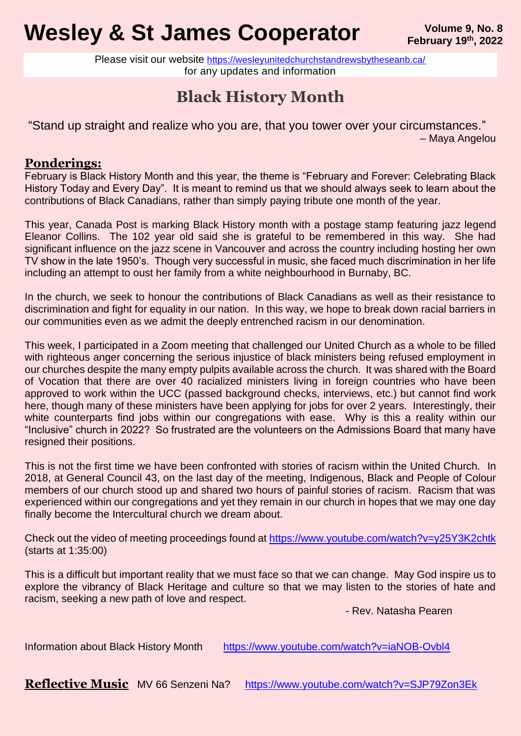# Wesley & St James Cooperator

**Volume 9, No. 8**
**February 19th, 2022**

Please visit our website https://wesleyunitedchurchstandrewsbytheseanb.ca/
for any updates and information

## Black History Month

"Stand up straight and realize who you are, that you tower over your circumstances."
– Maya Angelou

### Ponderings:

February is Black History Month and this year, the theme is "February and Forever: Celebrating Black History Today and Every Day". It is meant to remind us that we should always seek to learn about the contributions of Black Canadians, rather than simply paying tribute one month of the year.

This year, Canada Post is marking Black History month with a postage stamp featuring jazz legend Eleanor Collins. The 102 year old said she is grateful to be remembered in this way. She had significant influence on the jazz scene in Vancouver and across the country including hosting her own TV show in the late 1950's. Though very successful in music, she faced much discrimination in her life including an attempt to oust her family from a white neighbourhood in Burnaby, BC.

In the church, we seek to honour the contributions of Black Canadians as well as their resistance to discrimination and fight for equality in our nation. In this way, we hope to break down racial barriers in our communities even as we admit the deeply entrenched racism in our denomination.

This week, I participated in a Zoom meeting that challenged our United Church as a whole to be filled with righteous anger concerning the serious injustice of black ministers being refused employment in our churches despite the many empty pulpits available across the church. It was shared with the Board of Vocation that there are over 40 racialized ministers living in foreign countries who have been approved to work within the UCC (passed background checks, interviews, etc.) but cannot find work here, though many of these ministers have been applying for jobs for over 2 years. Interestingly, their white counterparts find jobs within our congregations with ease. Why is this a reality within our "Inclusive" church in 2022? So frustrated are the volunteers on the Admissions Board that many have resigned their positions.

This is not the first time we have been confronted with stories of racism within the United Church. In 2018, at General Council 43, on the last day of the meeting, Indigenous, Black and People of Colour members of our church stood up and shared two hours of painful stories of racism. Racism that was experienced within our congregations and yet they remain in our church in hopes that we may one day finally become the Intercultural church we dream about.

Check out the video of meeting proceedings found at https://www.youtube.com/watch?v=y25Y3K2chtk (starts at 1:35:00)

This is a difficult but important reality that we must face so that we can change. May God inspire us to explore the vibrancy of Black Heritage and culture so that we may listen to the stories of hate and racism, seeking a new path of love and respect.

- Rev. Natasha Pearen

Information about Black History Month https://www.youtube.com/watch?v=iaNOB-Ovbl4

**Reflective Music** MV 66 Senzeni Na? https://www.youtube.com/watch?v=SJP79Zon3Ek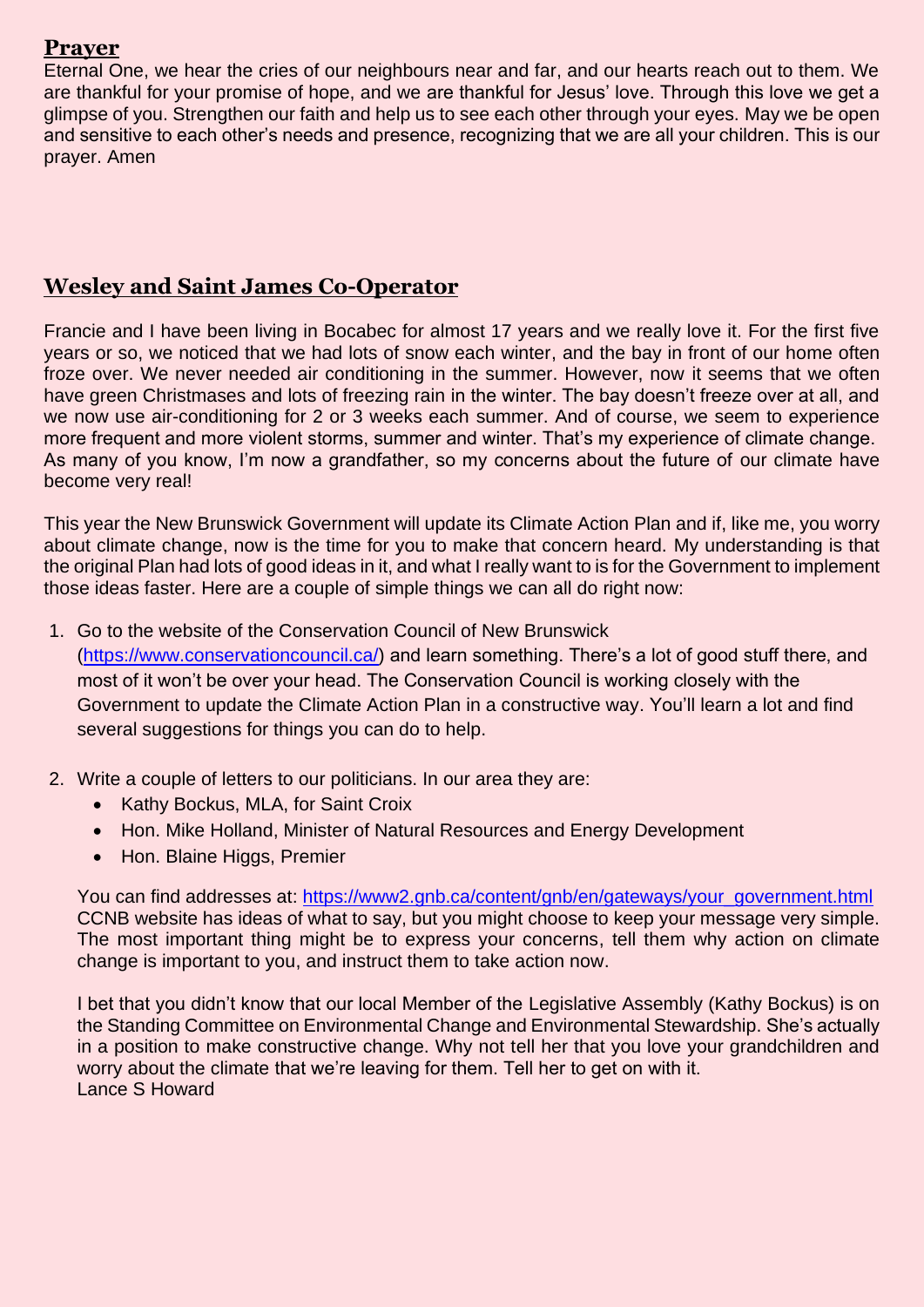## Prayer

Eternal One, we hear the cries of our neighbours near and far, and our hearts reach out to them. We are thankful for your promise of hope, and we are thankful for Jesus' love. Through this love we get a glimpse of you. Strengthen our faith and help us to see each other through your eyes. May we be open and sensitive to each other's needs and presence, recognizing that we are all your children. This is our prayer. Amen

## Wesley and Saint James Co-Operator

Francie and I have been living in Bocabec for almost 17 years and we really love it. For the first five years or so, we noticed that we had lots of snow each winter, and the bay in front of our home often froze over. We never needed air conditioning in the summer. However, now it seems that we often have green Christmases and lots of freezing rain in the winter. The bay doesn't freeze over at all, and we now use air-conditioning for 2 or 3 weeks each summer. And of course, we seem to experience more frequent and more violent storms, summer and winter. That's my experience of climate change. As many of you know, I'm now a grandfather, so my concerns about the future of our climate have become very real!

This year the New Brunswick Government will update its Climate Action Plan and if, like me, you worry about climate change, now is the time for you to make that concern heard. My understanding is that the original Plan had lots of good ideas in it, and what I really want to is for the Government to implement those ideas faster. Here are a couple of simple things we can all do right now:

1. Go to the website of the Conservation Council of New Brunswick (https://www.conservationcouncil.ca/) and learn something. There's a lot of good stuff there, and most of it won't be over your head. The Conservation Council is working closely with the Government to update the Climate Action Plan in a constructive way. You'll learn a lot and find several suggestions for things you can do to help.

2. Write a couple of letters to our politicians. In our area they are:
   - Kathy Bockus, MLA, for Saint Croix
   - Hon. Mike Holland, Minister of Natural Resources and Energy Development
   - Hon. Blaine Higgs, Premier

   You can find addresses at: https://www2.gnb.ca/content/gnb/en/gateways/your_government.html CCNB website has ideas of what to say, but you might choose to keep your message very simple. The most important thing might be to express your concerns, tell them why action on climate change is important to you, and instruct them to take action now.

   I bet that you didn't know that our local Member of the Legislative Assembly (Kathy Bockus) is on the Standing Committee on Environmental Change and Environmental Stewardship. She's actually in a position to make constructive change. Why not tell her that you love your grandchildren and worry about the climate that we're leaving for them. Tell her to get on with it.
   Lance S Howard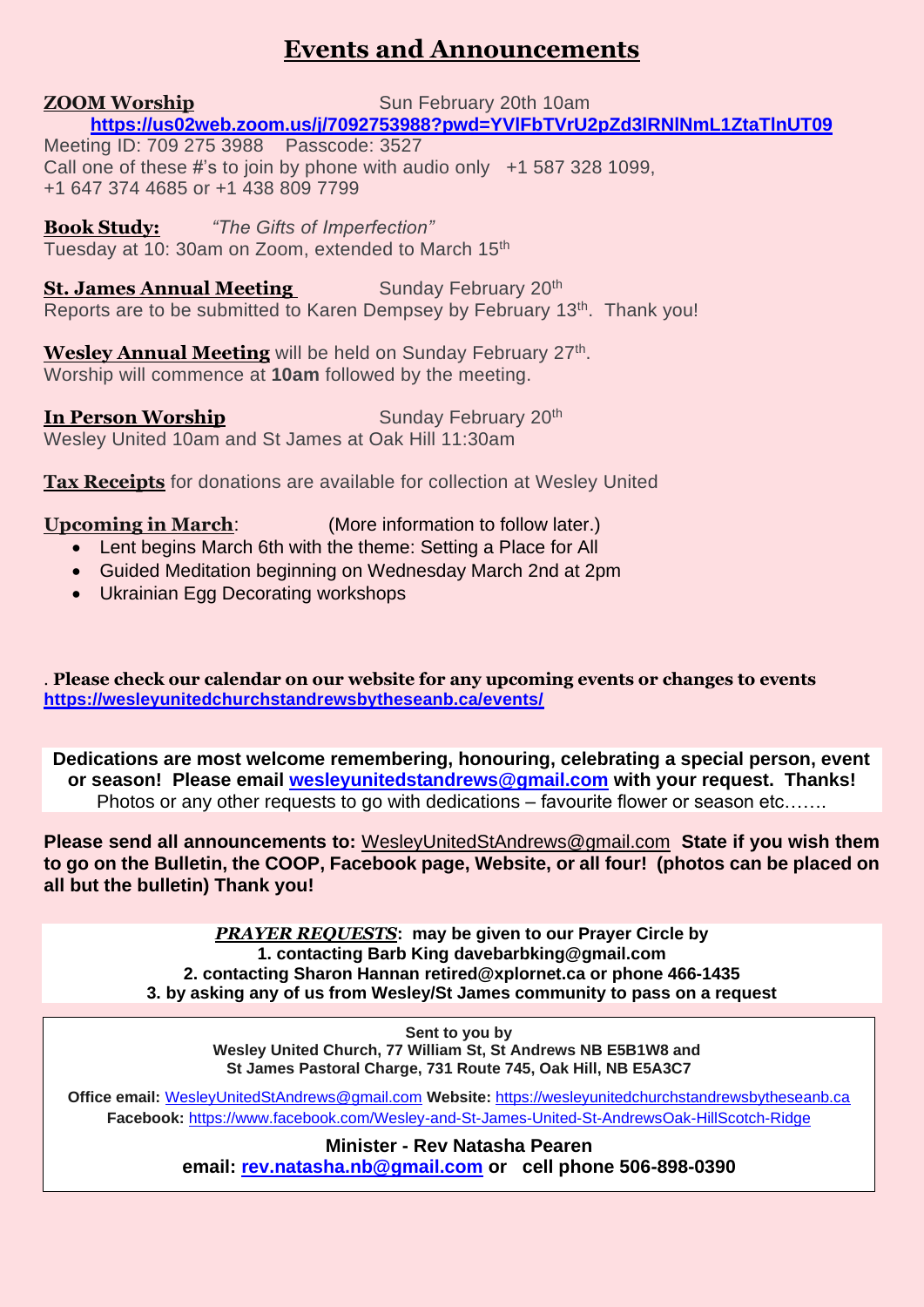# Events and Announcements

**ZOOM Worship** Sun February 20th 10am
**https://us02web.zoom.us/j/7092753988?pwd=YVlFbTVrU2pZd3lRNlNmL1ZtaTlnUT09**
Meeting ID: 709 275 3988 Passcode: 3527
Call one of these #'s to join by phone with audio only +1 587 328 1099, +1 647 374 4685 or +1 438 809 7799

**Book Study:** *"The Gifts of Imperfection"*
Tuesday at 10: 30am on Zoom, extended to March 15th

**St. James Annual Meeting** Sunday February 20th
Reports are to be submitted to Karen Dempsey by February 13th. Thank you!

**Wesley Annual Meeting** will be held on Sunday February 27th.
Worship will commence at **10am** followed by the meeting.

**In Person Worship** Sunday February 20th
Wesley United 10am and St James at Oak Hill 11:30am

**Tax Receipts** for donations are available for collection at Wesley United

**Upcoming in March**: (More information to follow later.)

- Lent begins March 6th with the theme: Setting a Place for All
- Guided Meditation beginning on Wednesday March 2nd at 2pm
- Ukrainian Egg Decorating workshops

. **Please check our calendar on our website for any upcoming events or changes to events**
**https://wesleyunitedchurchstandrewsbytheseanb.ca/events/**

**Dedications are most welcome remembering, honouring, celebrating a special person, event or season! Please email wesleyunitedstandrews@gmail.com with your request. Thanks!**
Photos or any other requests to go with dedications – favourite flower or season etc…….

**Please send all announcements to:** WesleyUnitedStAndrews@gmail.com **State if you wish them to go on the Bulletin, the COOP, Facebook page, Website, or all four! (photos can be placed on all but the bulletin) Thank you!**

***PRAYER REQUESTS*: may be given to our Prayer Circle by**
**1. contacting Barb King davebarbking@gmail.com**
**2. contacting Sharon Hannan retired@xplornet.ca or phone 466-1435**
**3. by asking any of us from Wesley/St James community to pass on a request**

**Sent to you by**
**Wesley United Church, 77 William St, St Andrews NB E5B1W8 and**
**St James Pastoral Charge, 731 Route 745, Oak Hill, NB E5A3C7**

**Office email:** WesleyUnitedStAndrews@gmail.com **Website:** https://wesleyunitedchurchstandrewsbytheseanb.ca
**Facebook:** https://www.facebook.com/Wesley-and-St-James-United-St-AndrewsOak-HillScotch-Ridge

**Minister - Rev Natasha Pearen**
**email: rev.natasha.nb@gmail.com or cell phone 506-898-0390**